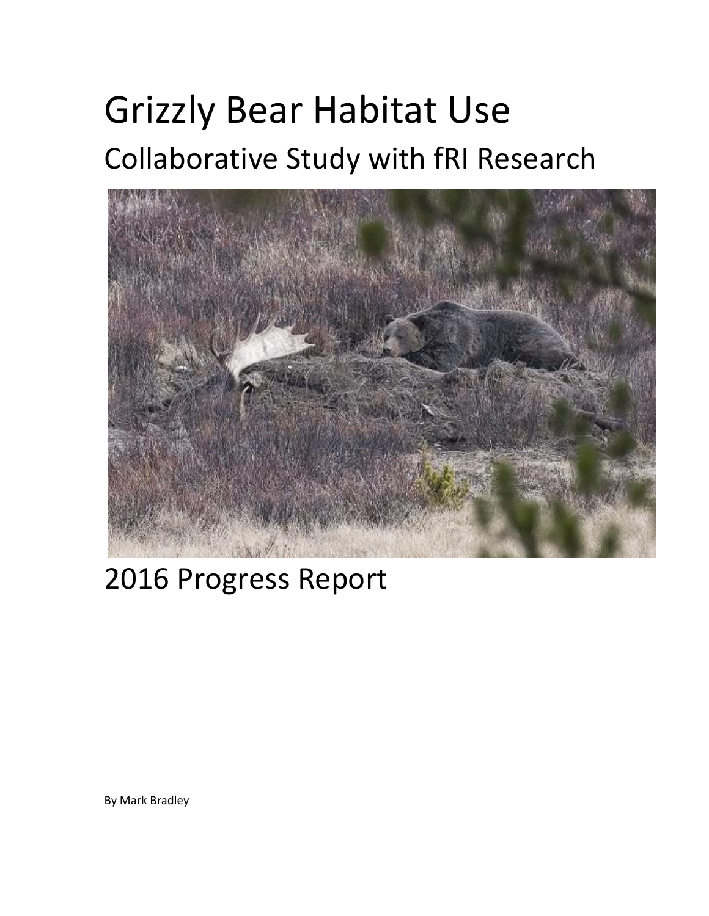# Grizzly Bear Habitat Use

## Collaborative Study with fRI Research

## 2016 Progress Report

By Mark Bradley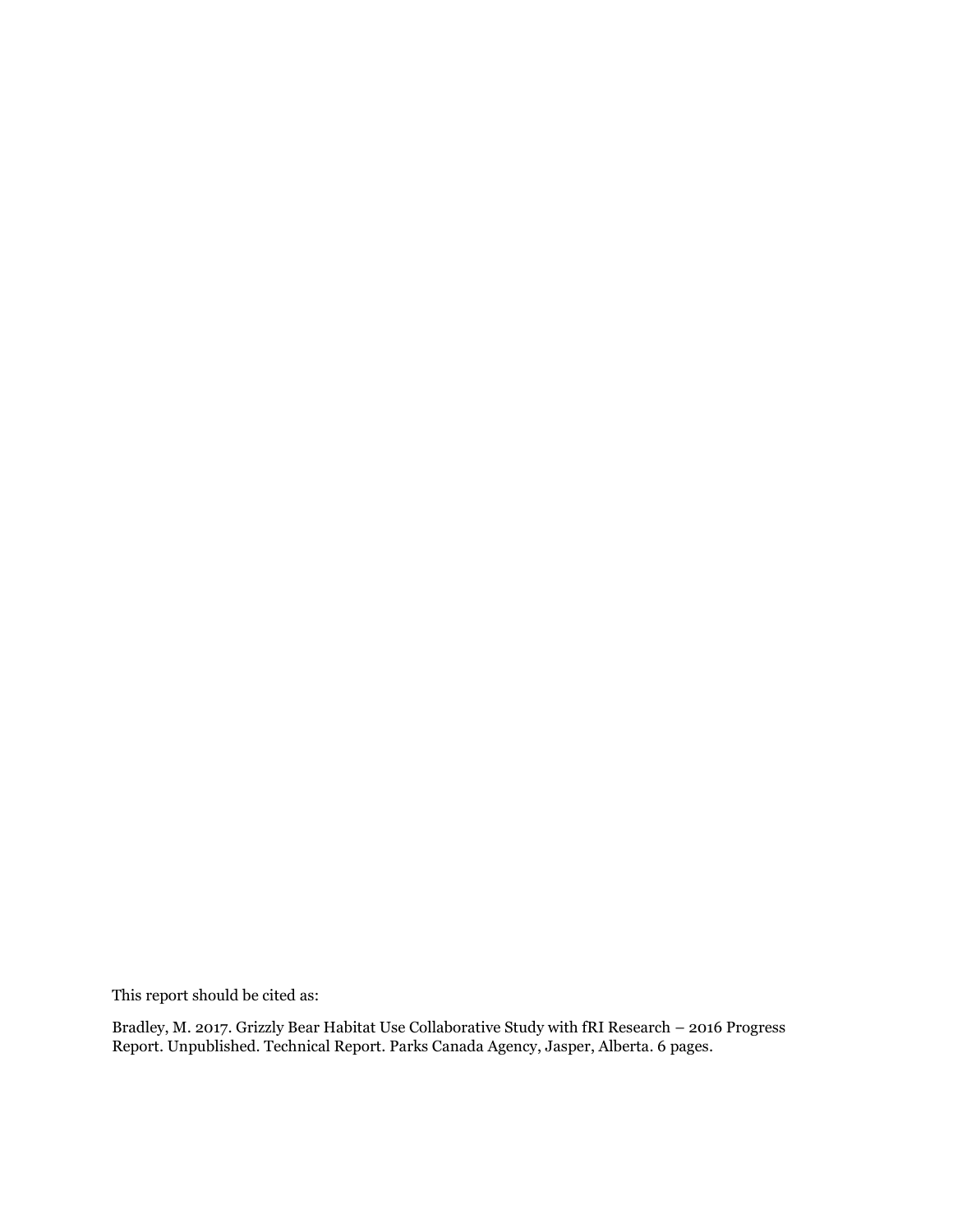This report should be cited as:

Bradley, M. 2017. Grizzly Bear Habitat Use Collaborative Study with fRI Research – 2016 Progress Report. Unpublished. Technical Report. Parks Canada Agency, Jasper, Alberta. 6 pages.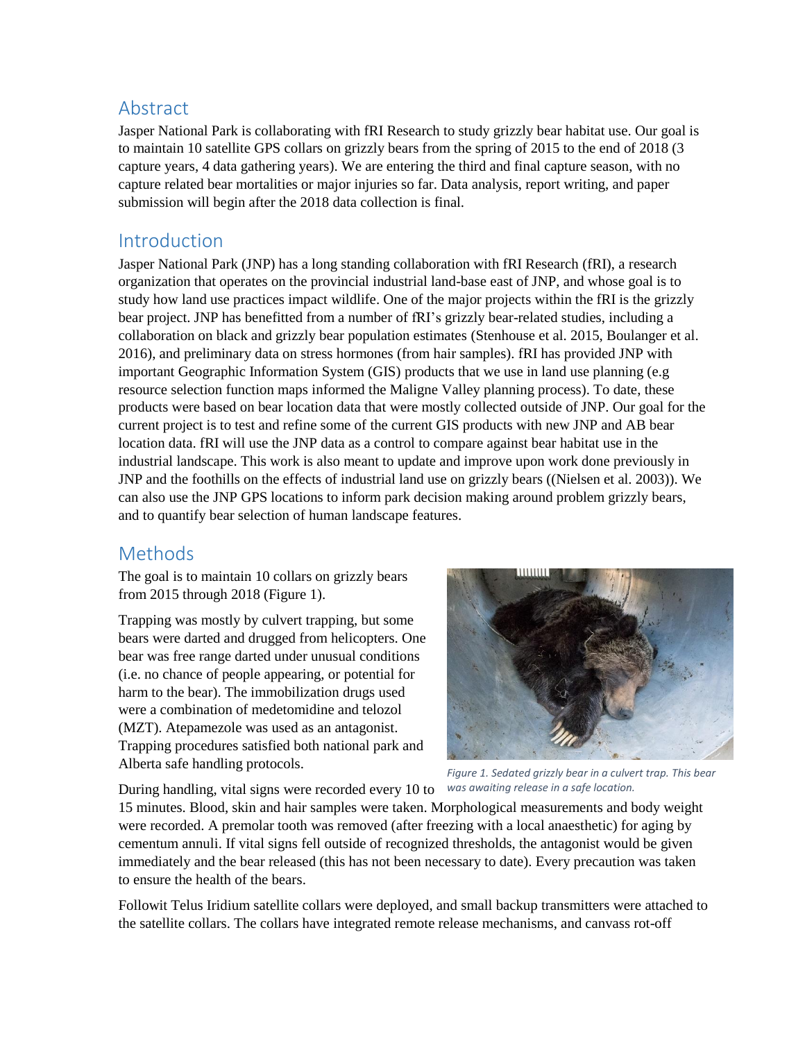## Abstract

Jasper National Park is collaborating with fRI Research to study grizzly bear habitat use. Our goal is to maintain 10 satellite GPS collars on grizzly bears from the spring of 2015 to the end of 2018 (3 capture years, 4 data gathering years). We are entering the third and final capture season, with no capture related bear mortalities or major injuries so far. Data analysis, report writing, and paper submission will begin after the 2018 data collection is final.

## Introduction

Jasper National Park (JNP) has a long standing collaboration with fRI Research (fRI), a research organization that operates on the provincial industrial land-base east of JNP, and whose goal is to study how land use practices impact wildlife. One of the major projects within the fRI is the grizzly bear project. JNP has benefitted from a number of fRI's grizzly bear-related studies, including a collaboration on black and grizzly bear population estimates (Stenhouse et al. 2015, Boulanger et al. 2016), and preliminary data on stress hormones (from hair samples). fRI has provided JNP with important Geographic Information System (GIS) products that we use in land use planning (e.g resource selection function maps informed the Maligne Valley planning process). To date, these products were based on bear location data that were mostly collected outside of JNP. Our goal for the current project is to test and refine some of the current GIS products with new JNP and AB bear location data. fRI will use the JNP data as a control to compare against bear habitat use in the industrial landscape. This work is also meant to update and improve upon work done previously in JNP and the foothills on the effects of industrial land use on grizzly bears ((Nielsen et al. 2003)). We can also use the JNP GPS locations to inform park decision making around problem grizzly bears, and to quantify bear selection of human landscape features.

## Methods

The goal is to maintain 10 collars on grizzly bears from 2015 through 2018 (Figure 1).

Trapping was mostly by culvert trapping, but some bears were darted and drugged from helicopters. One bear was free range darted under unusual conditions (i.e. no chance of people appearing, or potential for harm to the bear). The immobilization drugs used were a combination of medetomidine and telozol (MZT). Atepamezole was used as an antagonist. Trapping procedures satisfied both national park and Alberta safe handling protocols.

*Figure 1. Sedated grizzly bear in a culvert trap. This bear was awaiting release in a safe location.*

During handling, vital signs were recorded every 10 to 15 minutes. Blood, skin and hair samples were taken. Morphological measurements and body weight were recorded. A premolar tooth was removed (after freezing with a local anaesthetic) for aging by cementum annuli. If vital signs fell outside of recognized thresholds, the antagonist would be given immediately and the bear released (this has not been necessary to date). Every precaution was taken to ensure the health of the bears.

Followit Telus Iridium satellite collars were deployed, and small backup transmitters were attached to the satellite collars. The collars have integrated remote release mechanisms, and canvass rot-off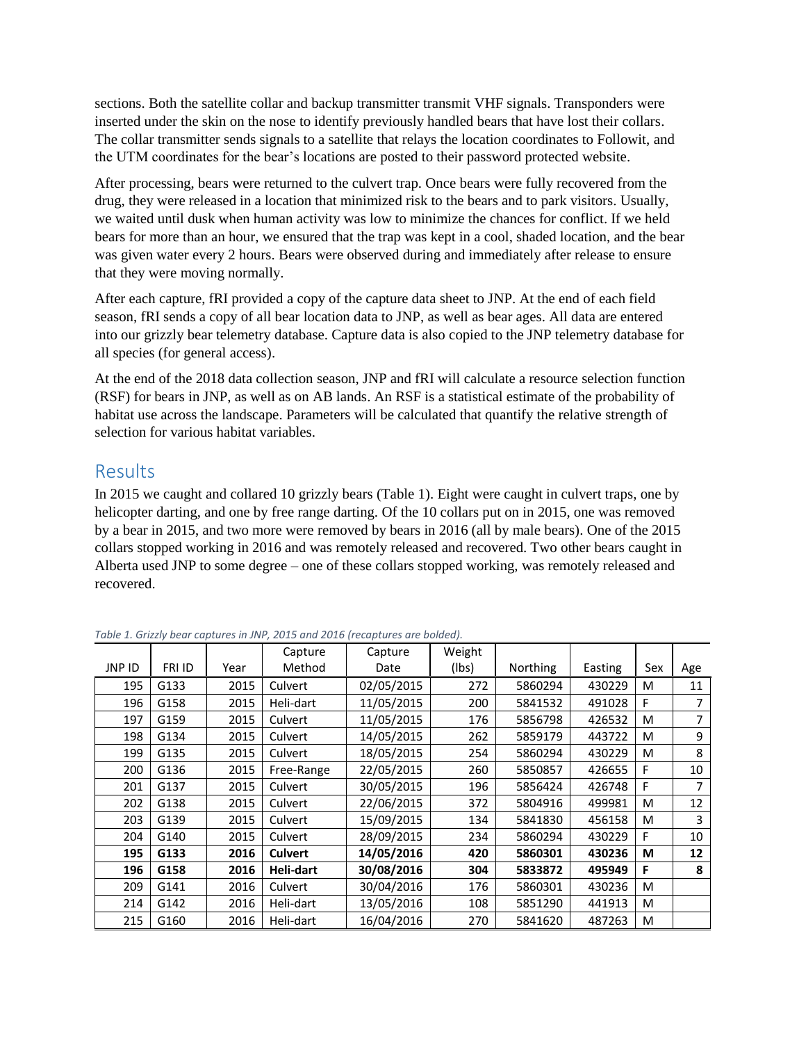sections. Both the satellite collar and backup transmitter transmit VHF signals. Transponders were inserted under the skin on the nose to identify previously handled bears that have lost their collars. The collar transmitter sends signals to a satellite that relays the location coordinates to Followit, and the UTM coordinates for the bear's locations are posted to their password protected website.

After processing, bears were returned to the culvert trap. Once bears were fully recovered from the drug, they were released in a location that minimized risk to the bears and to park visitors. Usually, we waited until dusk when human activity was low to minimize the chances for conflict. If we held bears for more than an hour, we ensured that the trap was kept in a cool, shaded location, and the bear was given water every 2 hours. Bears were observed during and immediately after release to ensure that they were moving normally.

After each capture, fRI provided a copy of the capture data sheet to JNP. At the end of each field season, fRI sends a copy of all bear location data to JNP, as well as bear ages. All data are entered into our grizzly bear telemetry database. Capture data is also copied to the JNP telemetry database for all species (for general access).

At the end of the 2018 data collection season, JNP and fRI will calculate a resource selection function (RSF) for bears in JNP, as well as on AB lands. An RSF is a statistical estimate of the probability of habitat use across the landscape. Parameters will be calculated that quantify the relative strength of selection for various habitat variables.

## Results

In 2015 we caught and collared 10 grizzly bears (Table 1). Eight were caught in culvert traps, one by helicopter darting, and one by free range darting. Of the 10 collars put on in 2015, one was removed by a bear in 2015, and two more were removed by bears in 2016 (all by male bears). One of the 2015 collars stopped working in 2016 and was remotely released and recovered. Two other bears caught in Alberta used JNP to some degree – one of these collars stopped working, was remotely released and recovered.

*Table 1. Grizzly bear captures in JNP, 2015 and 2016 (recaptures are bolded).*

| JNP ID | FRI ID | Year | Capture Method | Capture Date | Weight (lbs) | Northing | Easting | Sex | Age |
|---|---|---|---|---|---|---|---|---|---|
| 195 | G133 | 2015 | Culvert | 02/05/2015 | 272 | 5860294 | 430229 | M | 11 |
| 196 | G158 | 2015 | Heli-dart | 11/05/2015 | 200 | 5841532 | 491028 | F | 7 |
| 197 | G159 | 2015 | Culvert | 11/05/2015 | 176 | 5856798 | 426532 | M | 7 |
| 198 | G134 | 2015 | Culvert | 14/05/2015 | 262 | 5859179 | 443722 | M | 9 |
| 199 | G135 | 2015 | Culvert | 18/05/2015 | 254 | 5860294 | 430229 | M | 8 |
| 200 | G136 | 2015 | Free-Range | 22/05/2015 | 260 | 5850857 | 426655 | F | 10 |
| 201 | G137 | 2015 | Culvert | 30/05/2015 | 196 | 5856424 | 426748 | F | 7 |
| 202 | G138 | 2015 | Culvert | 22/06/2015 | 372 | 5804916 | 499981 | M | 12 |
| 203 | G139 | 2015 | Culvert | 15/09/2015 | 134 | 5841830 | 456158 | M | 3 |
| 204 | G140 | 2015 | Culvert | 28/09/2015 | 234 | 5860294 | 430229 | F | 10 |
| **195** | **G133** | **2016** | **Culvert** | **14/05/2016** | **420** | **5860301** | **430236** | **M** | **12** |
| **196** | **G158** | **2016** | **Heli-dart** | **30/08/2016** | **304** | **5833872** | **495949** | **F** | **8** |
| 209 | G141 | 2016 | Culvert | 30/04/2016 | 176 | 5860301 | 430236 | M | |
| 214 | G142 | 2016 | Heli-dart | 13/05/2016 | 108 | 5851290 | 441913 | M | |
| 215 | G160 | 2016 | Heli-dart | 16/04/2016 | 270 | 5841620 | 487263 | M | |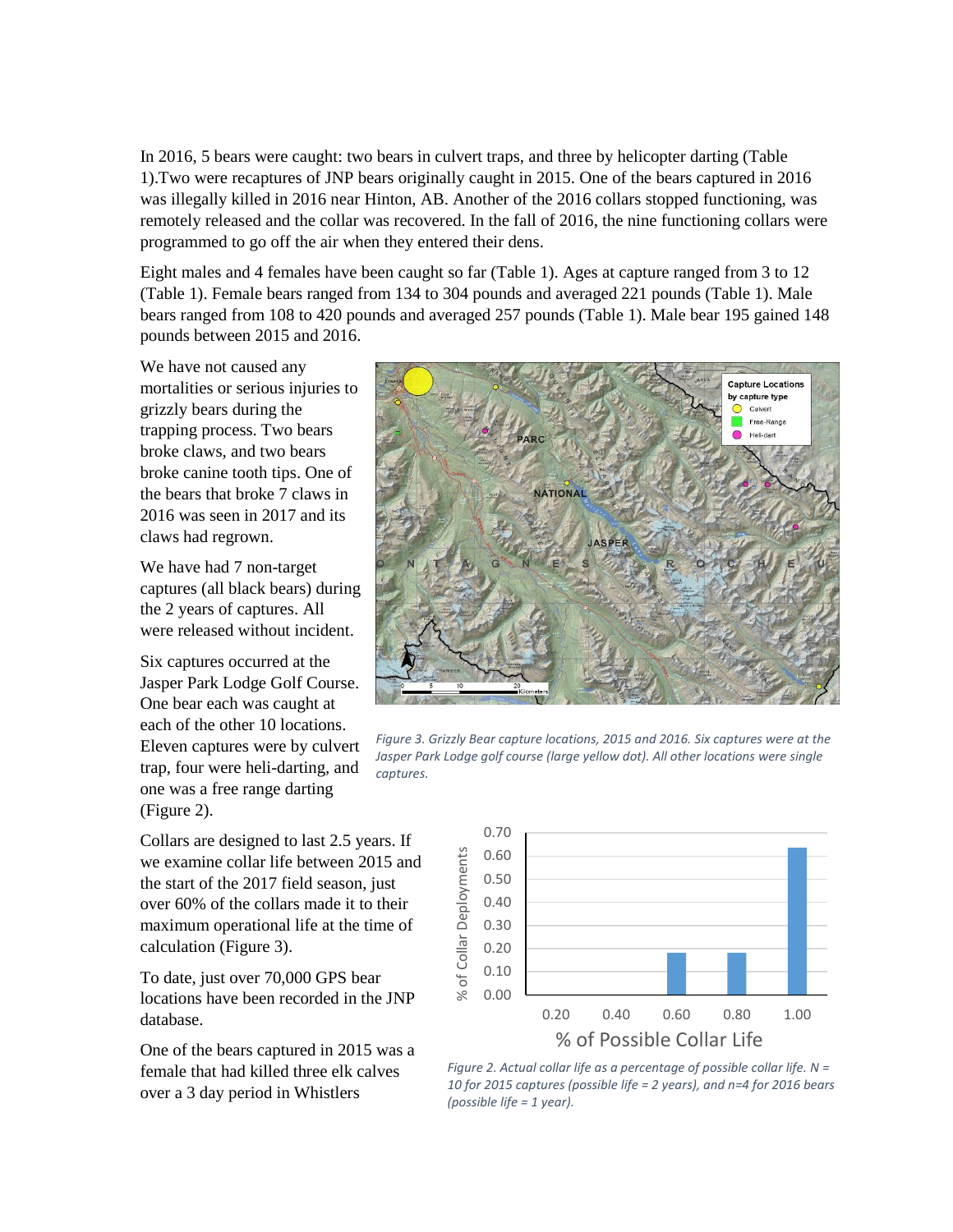In 2016, 5 bears were caught: two bears in culvert traps, and three by helicopter darting (Table 1).Two were recaptures of JNP bears originally caught in 2015. One of the bears captured in 2016 was illegally killed in 2016 near Hinton, AB. Another of the 2016 collars stopped functioning, was remotely released and the collar was recovered. In the fall of 2016, the nine functioning collars were programmed to go off the air when they entered their dens.

Eight males and 4 females have been caught so far (Table 1). Ages at capture ranged from 3 to 12 (Table 1). Female bears ranged from 134 to 304 pounds and averaged 221 pounds (Table 1). Male bears ranged from 108 to 420 pounds and averaged 257 pounds (Table 1). Male bear 195 gained 148 pounds between 2015 and 2016.

We have not caused any mortalities or serious injuries to grizzly bears during the trapping process. Two bears broke claws, and two bears broke canine tooth tips. One of the bears that broke 7 claws in 2016 was seen in 2017 and its claws had regrown.

We have had 7 non-target captures (all black bears) during the 2 years of captures. All were released without incident.

Six captures occurred at the Jasper Park Lodge Golf Course. One bear each was caught at each of the other 10 locations. Eleven captures were by culvert trap, four were heli-darting, and one was a free range darting (Figure 2).

*Figure 3. Grizzly Bear capture locations, 2015 and 2016. Six captures were at the Jasper Park Lodge golf course (large yellow dot). All other locations were single captures.*

Collars are designed to last 2.5 years. If we examine collar life between 2015 and the start of the 2017 field season, just over 60% of the collars made it to their maximum operational life at the time of calculation (Figure 3).

To date, just over 70,000 GPS bear locations have been recorded in the JNP database.

*Figure 2. Actual collar life as a percentage of possible collar life. N = 10 for 2015 captures (possible life = 2 years), and n=4 for 2016 bears (possible life = 1 year).*

One of the bears captured in 2015 was a female that had killed three elk calves over a 3 day period in Whistlers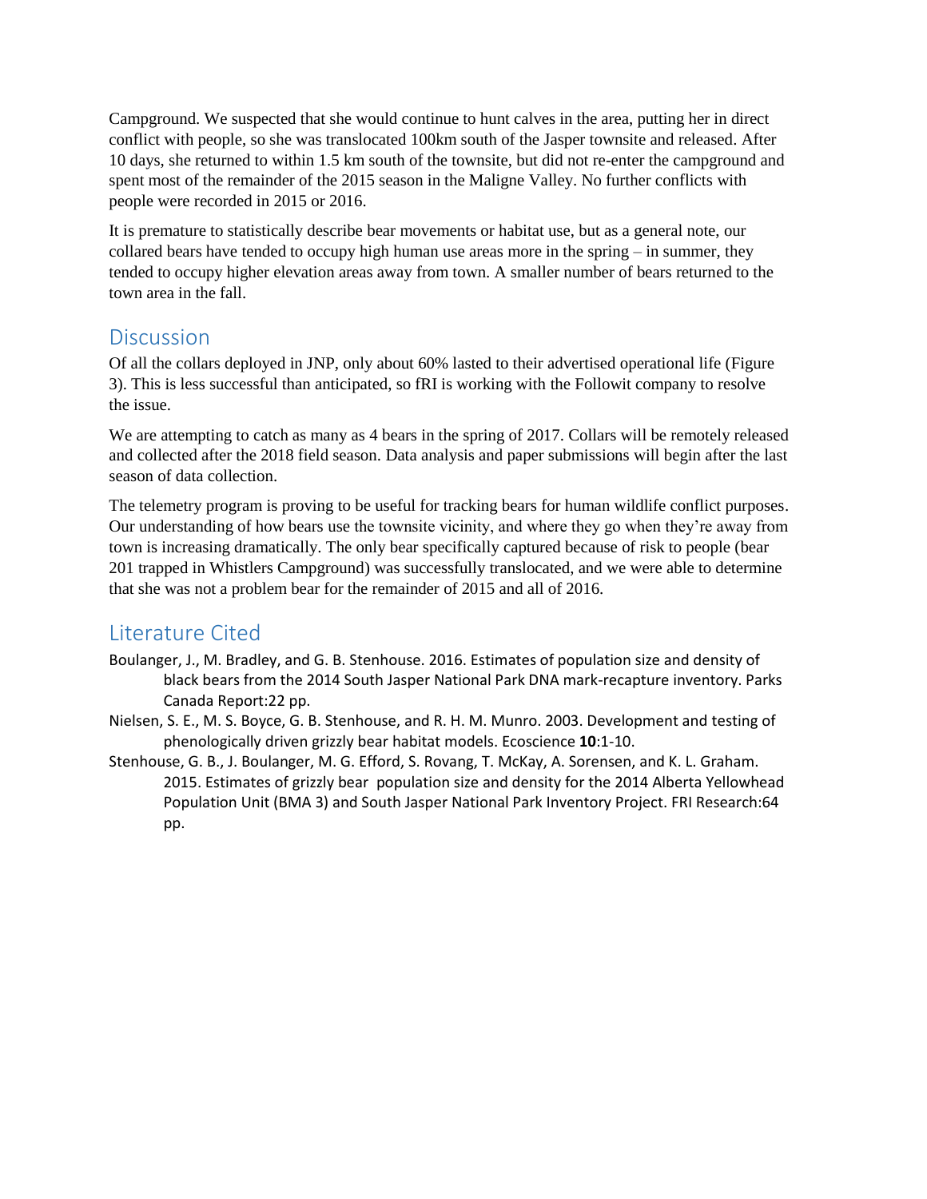Campground. We suspected that she would continue to hunt calves in the area, putting her in direct conflict with people, so she was translocated 100km south of the Jasper townsite and released. After 10 days, she returned to within 1.5 km south of the townsite, but did not re-enter the campground and spent most of the remainder of the 2015 season in the Maligne Valley. No further conflicts with people were recorded in 2015 or 2016.

It is premature to statistically describe bear movements or habitat use, but as a general note, our collared bears have tended to occupy high human use areas more in the spring – in summer, they tended to occupy higher elevation areas away from town. A smaller number of bears returned to the town area in the fall.

## Discussion

Of all the collars deployed in JNP, only about 60% lasted to their advertised operational life (Figure 3). This is less successful than anticipated, so fRI is working with the Followit company to resolve the issue.

We are attempting to catch as many as 4 bears in the spring of 2017. Collars will be remotely released and collected after the 2018 field season. Data analysis and paper submissions will begin after the last season of data collection.

The telemetry program is proving to be useful for tracking bears for human wildlife conflict purposes. Our understanding of how bears use the townsite vicinity, and where they go when they're away from town is increasing dramatically. The only bear specifically captured because of risk to people (bear 201 trapped in Whistlers Campground) was successfully translocated, and we were able to determine that she was not a problem bear for the remainder of 2015 and all of 2016.

## Literature Cited

Boulanger, J., M. Bradley, and G. B. Stenhouse. 2016. Estimates of population size and density of black bears from the 2014 South Jasper National Park DNA mark-recapture inventory. Parks Canada Report:22 pp.

Nielsen, S. E., M. S. Boyce, G. B. Stenhouse, and R. H. M. Munro. 2003. Development and testing of phenologically driven grizzly bear habitat models. Ecoscience **10**:1-10.

Stenhouse, G. B., J. Boulanger, M. G. Efford, S. Rovang, T. McKay, A. Sorensen, and K. L. Graham. 2015. Estimates of grizzly bear population size and density for the 2014 Alberta Yellowhead Population Unit (BMA 3) and South Jasper National Park Inventory Project. FRI Research:64 pp.